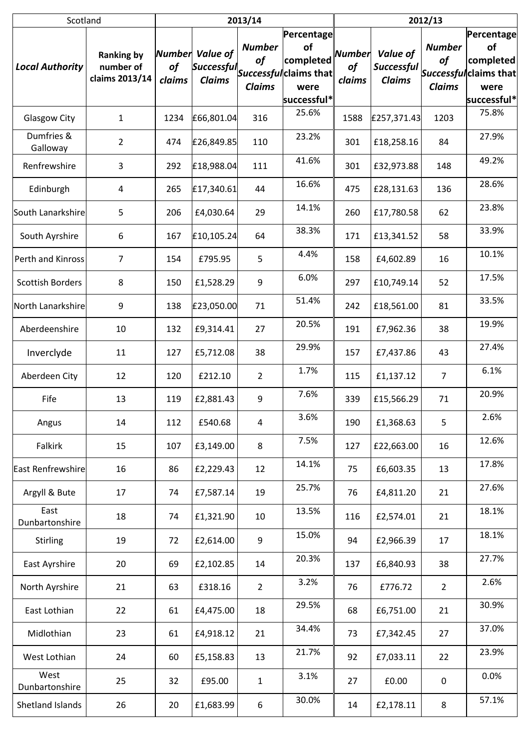| Scotland | | 2013/14 | | | | 2012/13 | | | |
|---|---|---|---|---|---|---|---|---|---|
| ***Local Authority*** | **Ranking by number of claims 2013/14** | ***Number of claims*** | ***Value of Successful Claims*** | ***Number of Successful Claims*** | **Percentage of completed claims that were successful*** | ***Number of claims*** | ***Value of Successful Claims*** | ***Number of Successful Claims*** | **Percentage of completed claims that were successful*** |
| Glasgow City | 1 | 1234 | £66,801.04 | 316 | 25.6% | 1588 | £257,371.43 | 1203 | 75.8% |
| Dumfries & Galloway | 2 | 474 | £26,849.85 | 110 | 23.2% | 301 | £18,258.16 | 84 | 27.9% |
| Renfrewshire | 3 | 292 | £18,988.04 | 111 | 41.6% | 301 | £32,973.88 | 148 | 49.2% |
| Edinburgh | 4 | 265 | £17,340.61 | 44 | 16.6% | 475 | £28,131.63 | 136 | 28.6% |
| South Lanarkshire | 5 | 206 | £4,030.64 | 29 | 14.1% | 260 | £17,780.58 | 62 | 23.8% |
| South Ayrshire | 6 | 167 | £10,105.24 | 64 | 38.3% | 171 | £13,341.52 | 58 | 33.9% |
| Perth and Kinross | 7 | 154 | £795.95 | 5 | 4.4% | 158 | £4,602.89 | 16 | 10.1% |
| Scottish Borders | 8 | 150 | £1,528.29 | 9 | 6.0% | 297 | £10,749.14 | 52 | 17.5% |
| North Lanarkshire | 9 | 138 | £23,050.00 | 71 | 51.4% | 242 | £18,561.00 | 81 | 33.5% |
| Aberdeenshire | 10 | 132 | £9,314.41 | 27 | 20.5% | 191 | £7,962.36 | 38 | 19.9% |
| Inverclyde | 11 | 127 | £5,712.08 | 38 | 29.9% | 157 | £7,437.86 | 43 | 27.4% |
| Aberdeen City | 12 | 120 | £212.10 | 2 | 1.7% | 115 | £1,137.12 | 7 | 6.1% |
| Fife | 13 | 119 | £2,881.43 | 9 | 7.6% | 339 | £15,566.29 | 71 | 20.9% |
| Angus | 14 | 112 | £540.68 | 4 | 3.6% | 190 | £1,368.63 | 5 | 2.6% |
| Falkirk | 15 | 107 | £3,149.00 | 8 | 7.5% | 127 | £22,663.00 | 16 | 12.6% |
| East Renfrewshire | 16 | 86 | £2,229.43 | 12 | 14.1% | 75 | £6,603.35 | 13 | 17.8% |
| Argyll & Bute | 17 | 74 | £7,587.14 | 19 | 25.7% | 76 | £4,811.20 | 21 | 27.6% |
| East Dunbartonshire | 18 | 74 | £1,321.90 | 10 | 13.5% | 116 | £2,574.01 | 21 | 18.1% |
| Stirling | 19 | 72 | £2,614.00 | 9 | 15.0% | 94 | £2,966.39 | 17 | 18.1% |
| East Ayrshire | 20 | 69 | £2,102.85 | 14 | 20.3% | 137 | £6,840.93 | 38 | 27.7% |
| North Ayrshire | 21 | 63 | £318.16 | 2 | 3.2% | 76 | £776.72 | 2 | 2.6% |
| East Lothian | 22 | 61 | £4,475.00 | 18 | 29.5% | 68 | £6,751.00 | 21 | 30.9% |
| Midlothian | 23 | 61 | £4,918.12 | 21 | 34.4% | 73 | £7,342.45 | 27 | 37.0% |
| West Lothian | 24 | 60 | £5,158.83 | 13 | 21.7% | 92 | £7,033.11 | 22 | 23.9% |
| West Dunbartonshire | 25 | 32 | £95.00 | 1 | 3.1% | 27 | £0.00 | 0 | 0.0% |
| Shetland Islands | 26 | 20 | £1,683.99 | 6 | 30.0% | 14 | £2,178.11 | 8 | 57.1% |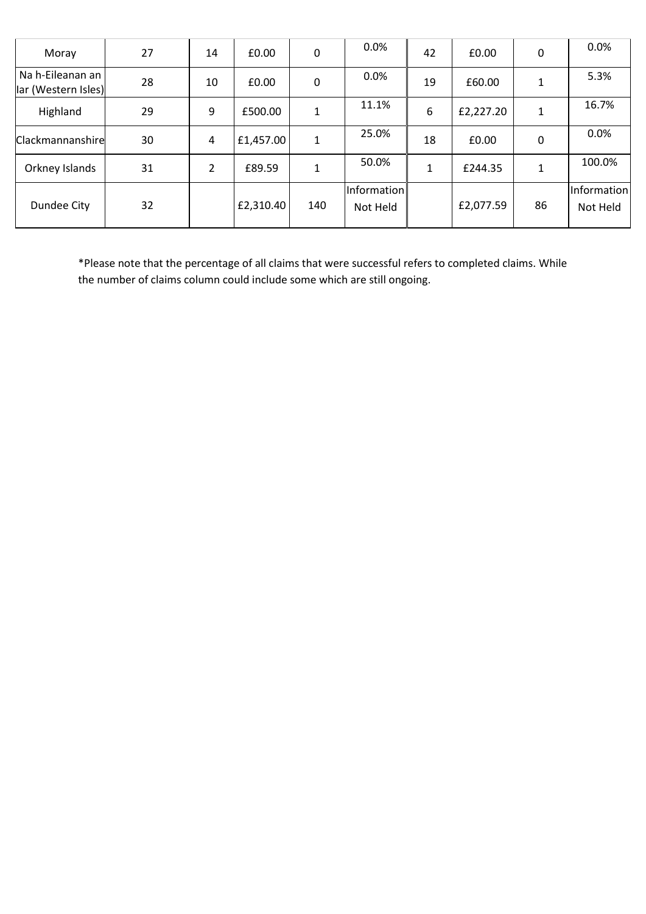| | | | | | | | | | |
|---|---|---|---|---|---|---|---|---|---|
| Moray | 27 | 14 | £0.00 | 0 | 0.0% | 42 | £0.00 | 0 | 0.0% |
| Na h-Eileanan an Iar (Western Isles) | 28 | 10 | £0.00 | 0 | 0.0% | 19 | £60.00 | 1 | 5.3% |
| Highland | 29 | 9 | £500.00 | 1 | 11.1% | 6 | £2,227.20 | 1 | 16.7% |
| Clackmannanshire | 30 | 4 | £1,457.00 | 1 | 25.0% | 18 | £0.00 | 0 | 0.0% |
| Orkney Islands | 31 | 2 | £89.59 | 1 | 50.0% | 1 | £244.35 | 1 | 100.0% |
| Dundee City | 32 | | £2,310.40 | 140 | Information Not Held | | £2,077.59 | 86 | Information Not Held |

*Please note that the percentage of all claims that were successful refers to completed claims. While the number of claims column could include some which are still ongoing.